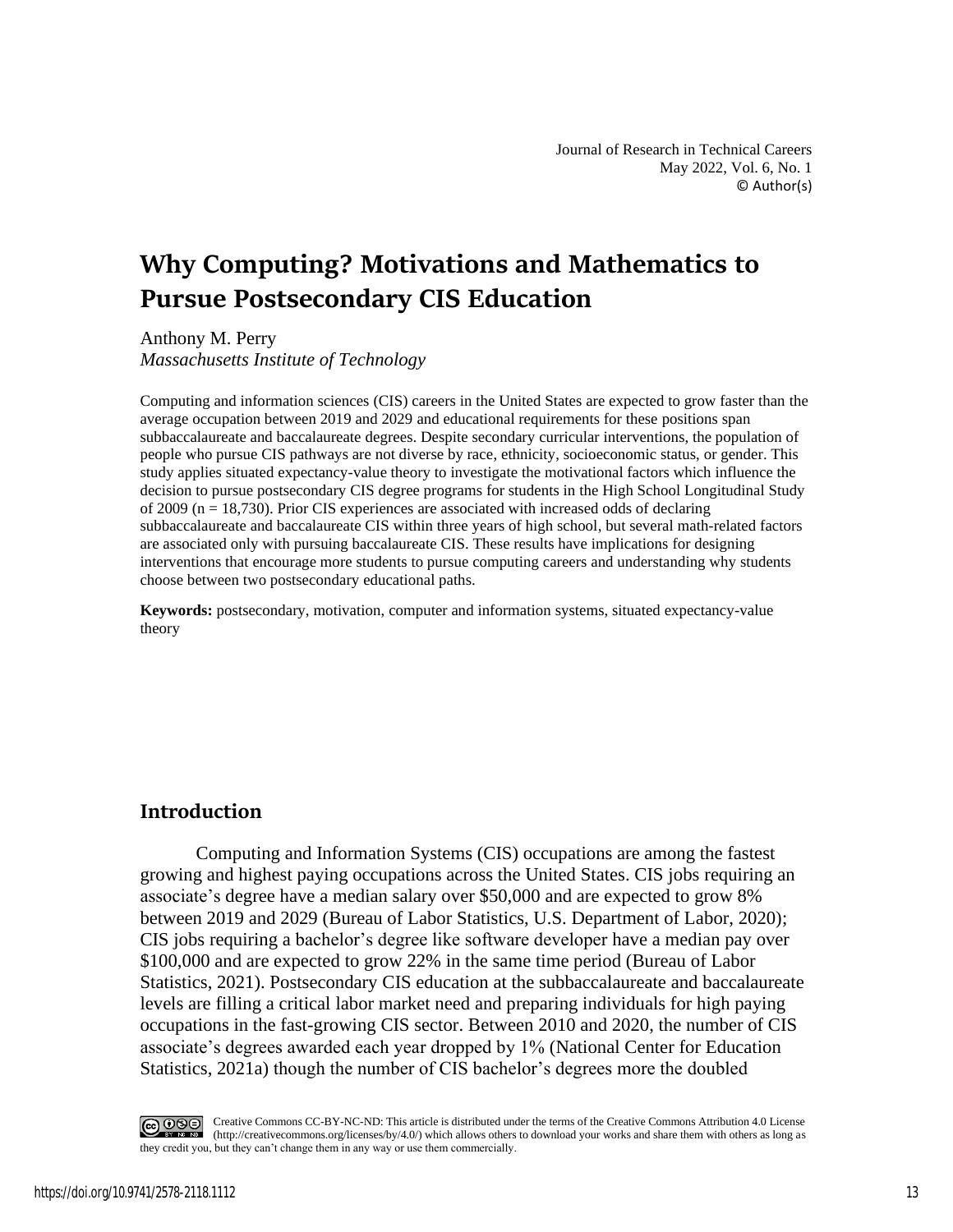# Why Computing? Motivations and Mathematics to Pursue Postsecondary CIS Education

Anthony M. Perry
*Massachusetts Institute of Technology*

Computing and information sciences (CIS) careers in the United States are expected to grow faster than the average occupation between 2019 and 2029 and educational requirements for these positions span subbaccalaureate and baccalaureate degrees. Despite secondary curricular interventions, the population of people who pursue CIS pathways are not diverse by race, ethnicity, socioeconomic status, or gender. This study applies situated expectancy-value theory to investigate the motivational factors which influence the decision to pursue postsecondary CIS degree programs for students in the High School Longitudinal Study of 2009 ($n = 18{,}730$). Prior CIS experiences are associated with increased odds of declaring subbaccalaureate and baccalaureate CIS within three years of high school, but several math-related factors are associated only with pursuing baccalaureate CIS. These results have implications for designing interventions that encourage more students to pursue computing careers and understanding why students choose between two postsecondary educational paths.

**Keywords:** postsecondary, motivation, computer and information systems, situated expectancy-value theory

## Introduction

Computing and Information Systems (CIS) occupations are among the fastest growing and highest paying occupations across the United States. CIS jobs requiring an associate's degree have a median salary over $50,000 and are expected to grow 8% between 2019 and 2029 (Bureau of Labor Statistics, U.S. Department of Labor, 2020); CIS jobs requiring a bachelor's degree like software developer have a median pay over $100,000 and are expected to grow 22% in the same time period (Bureau of Labor Statistics, 2021). Postsecondary CIS education at the subbaccalaureate and baccalaureate levels are filling a critical labor market need and preparing individuals for high paying occupations in the fast-growing CIS sector. Between 2010 and 2020, the number of CIS associate's degrees awarded each year dropped by 1% (National Center for Education Statistics, 2021a) though the number of CIS bachelor's degrees more the doubled

Creative Commons CC-BY-NC-ND: This article is distributed under the terms of the Creative Commons Attribution 4.0 License (http://creativecommons.org/licenses/by/4.0/) which allows others to download your works and share them with others as long as they credit you, but they can't change them in any way or use them commercially.

https://doi.org/10.9741/2578-2118.1112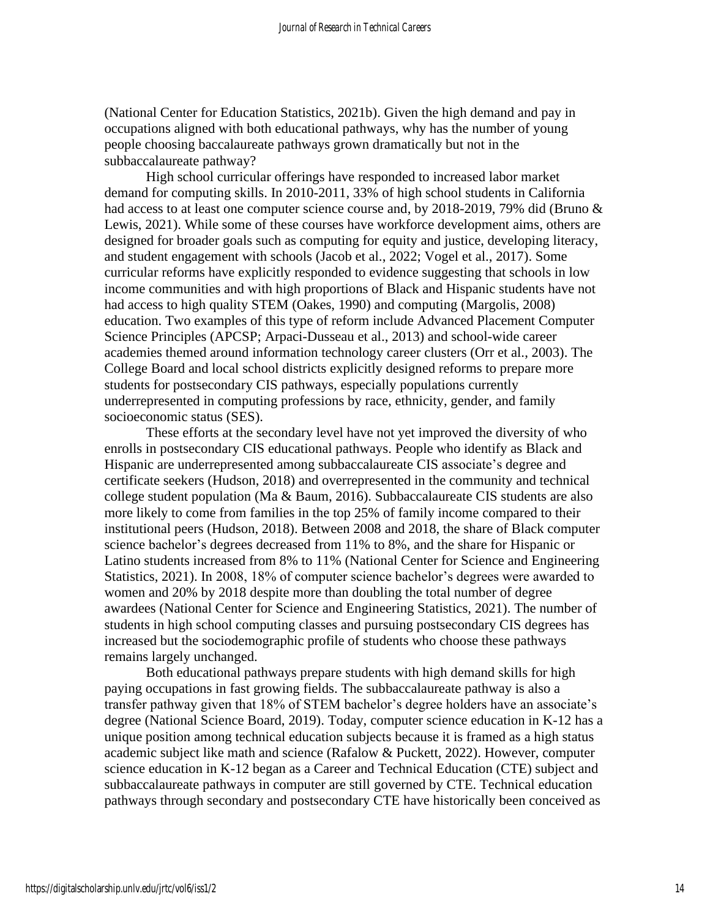(National Center for Education Statistics, 2021b). Given the high demand and pay in occupations aligned with both educational pathways, why has the number of young people choosing baccalaureate pathways grown dramatically but not in the subbaccalaureate pathway?

High school curricular offerings have responded to increased labor market demand for computing skills. In 2010-2011, 33% of high school students in California had access to at least one computer science course and, by 2018-2019, 79% did (Bruno & Lewis, 2021). While some of these courses have workforce development aims, others are designed for broader goals such as computing for equity and justice, developing literacy, and student engagement with schools (Jacob et al., 2022; Vogel et al., 2017). Some curricular reforms have explicitly responded to evidence suggesting that schools in low income communities and with high proportions of Black and Hispanic students have not had access to high quality STEM (Oakes, 1990) and computing (Margolis, 2008) education. Two examples of this type of reform include Advanced Placement Computer Science Principles (APCSP; Arpaci-Dusseau et al., 2013) and school-wide career academies themed around information technology career clusters (Orr et al., 2003). The College Board and local school districts explicitly designed reforms to prepare more students for postsecondary CIS pathways, especially populations currently underrepresented in computing professions by race, ethnicity, gender, and family socioeconomic status (SES).

These efforts at the secondary level have not yet improved the diversity of who enrolls in postsecondary CIS educational pathways. People who identify as Black and Hispanic are underrepresented among subbaccalaureate CIS associate's degree and certificate seekers (Hudson, 2018) and overrepresented in the community and technical college student population (Ma & Baum, 2016). Subbaccalaureate CIS students are also more likely to come from families in the top 25% of family income compared to their institutional peers (Hudson, 2018). Between 2008 and 2018, the share of Black computer science bachelor's degrees decreased from 11% to 8%, and the share for Hispanic or Latino students increased from 8% to 11% (National Center for Science and Engineering Statistics, 2021). In 2008, 18% of computer science bachelor's degrees were awarded to women and 20% by 2018 despite more than doubling the total number of degree awardees (National Center for Science and Engineering Statistics, 2021). The number of students in high school computing classes and pursuing postsecondary CIS degrees has increased but the sociodemographic profile of students who choose these pathways remains largely unchanged.

Both educational pathways prepare students with high demand skills for high paying occupations in fast growing fields. The subbaccalaureate pathway is also a transfer pathway given that 18% of STEM bachelor's degree holders have an associate's degree (National Science Board, 2019). Today, computer science education in K-12 has a unique position among technical education subjects because it is framed as a high status academic subject like math and science (Rafalow & Puckett, 2022). However, computer science education in K-12 began as a Career and Technical Education (CTE) subject and subbaccalaureate pathways in computer are still governed by CTE. Technical education pathways through secondary and postsecondary CTE have historically been conceived as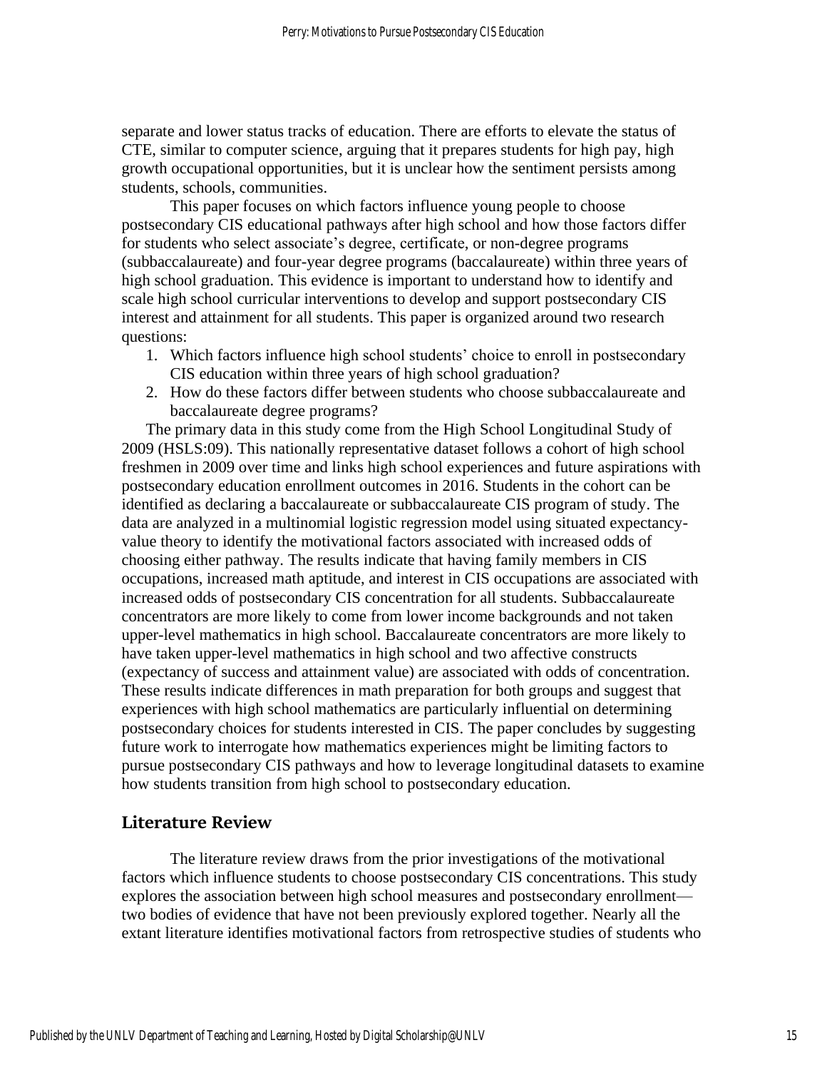separate and lower status tracks of education. There are efforts to elevate the status of CTE, similar to computer science, arguing that it prepares students for high pay, high growth occupational opportunities, but it is unclear how the sentiment persists among students, schools, communities.

This paper focuses on which factors influence young people to choose postsecondary CIS educational pathways after high school and how those factors differ for students who select associate's degree, certificate, or non-degree programs (subbaccalaureate) and four-year degree programs (baccalaureate) within three years of high school graduation. This evidence is important to understand how to identify and scale high school curricular interventions to develop and support postsecondary CIS interest and attainment for all students. This paper is organized around two research questions:

1. Which factors influence high school students' choice to enroll in postsecondary CIS education within three years of high school graduation?
2. How do these factors differ between students who choose subbaccalaureate and baccalaureate degree programs?

The primary data in this study come from the High School Longitudinal Study of 2009 (HSLS:09). This nationally representative dataset follows a cohort of high school freshmen in 2009 over time and links high school experiences and future aspirations with postsecondary education enrollment outcomes in 2016. Students in the cohort can be identified as declaring a baccalaureate or subbaccalaureate CIS program of study. The data are analyzed in a multinomial logistic regression model using situated expectancy-value theory to identify the motivational factors associated with increased odds of choosing either pathway. The results indicate that having family members in CIS occupations, increased math aptitude, and interest in CIS occupations are associated with increased odds of postsecondary CIS concentration for all students. Subbaccalaureate concentrators are more likely to come from lower income backgrounds and not taken upper-level mathematics in high school. Baccalaureate concentrators are more likely to have taken upper-level mathematics in high school and two affective constructs (expectancy of success and attainment value) are associated with odds of concentration. These results indicate differences in math preparation for both groups and suggest that experiences with high school mathematics are particularly influential on determining postsecondary choices for students interested in CIS. The paper concludes by suggesting future work to interrogate how mathematics experiences might be limiting factors to pursue postsecondary CIS pathways and how to leverage longitudinal datasets to examine how students transition from high school to postsecondary education.

## Literature Review

The literature review draws from the prior investigations of the motivational factors which influence students to choose postsecondary CIS concentrations. This study explores the association between high school measures and postsecondary enrollment—two bodies of evidence that have not been previously explored together. Nearly all the extant literature identifies motivational factors from retrospective studies of students who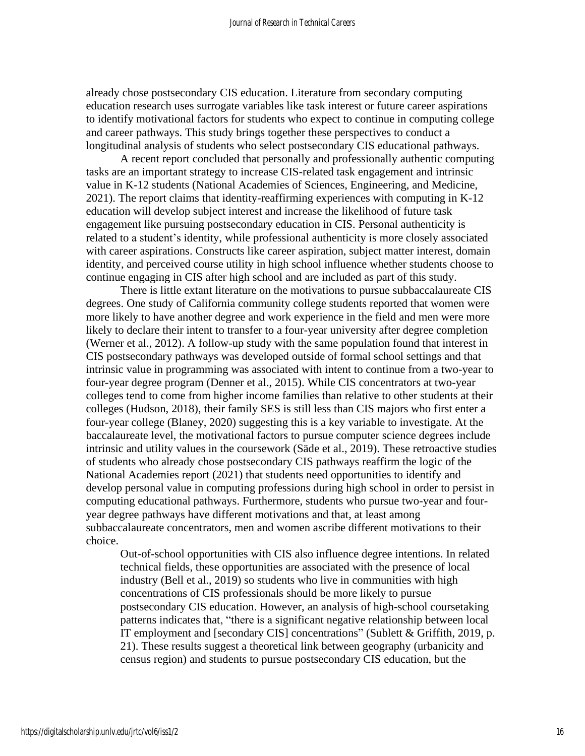already chose postsecondary CIS education. Literature from secondary computing education research uses surrogate variables like task interest or future career aspirations to identify motivational factors for students who expect to continue in computing college and career pathways. This study brings together these perspectives to conduct a longitudinal analysis of students who select postsecondary CIS educational pathways.

A recent report concluded that personally and professionally authentic computing tasks are an important strategy to increase CIS-related task engagement and intrinsic value in K-12 students (National Academies of Sciences, Engineering, and Medicine, 2021). The report claims that identity-reaffirming experiences with computing in K-12 education will develop subject interest and increase the likelihood of future task engagement like pursuing postsecondary education in CIS. Personal authenticity is related to a student's identity, while professional authenticity is more closely associated with career aspirations. Constructs like career aspiration, subject matter interest, domain identity, and perceived course utility in high school influence whether students choose to continue engaging in CIS after high school and are included as part of this study.

There is little extant literature on the motivations to pursue subbaccalaureate CIS degrees. One study of California community college students reported that women were more likely to have another degree and work experience in the field and men were more likely to declare their intent to transfer to a four-year university after degree completion (Werner et al., 2012). A follow-up study with the same population found that interest in CIS postsecondary pathways was developed outside of formal school settings and that intrinsic value in programming was associated with intent to continue from a two-year to four-year degree program (Denner et al., 2015). While CIS concentrators at two-year colleges tend to come from higher income families than relative to other students at their colleges (Hudson, 2018), their family SES is still less than CIS majors who first enter a four-year college (Blaney, 2020) suggesting this is a key variable to investigate. At the baccalaureate level, the motivational factors to pursue computer science degrees include intrinsic and utility values in the coursework (Säde et al., 2019). These retroactive studies of students who already chose postsecondary CIS pathways reaffirm the logic of the National Academies report (2021) that students need opportunities to identify and develop personal value in computing professions during high school in order to persist in computing educational pathways. Furthermore, students who pursue two-year and four-year degree pathways have different motivations and that, at least among subbaccalaureate concentrators, men and women ascribe different motivations to their choice.

> Out-of-school opportunities with CIS also influence degree intentions. In related technical fields, these opportunities are associated with the presence of local industry (Bell et al., 2019) so students who live in communities with high concentrations of CIS professionals should be more likely to pursue postsecondary CIS education. However, an analysis of high-school coursetaking patterns indicates that, "there is a significant negative relationship between local IT employment and [secondary CIS] concentrations" (Sublett & Griffith, 2019, p. 21). These results suggest a theoretical link between geography (urbanicity and census region) and students to pursue postsecondary CIS education, but the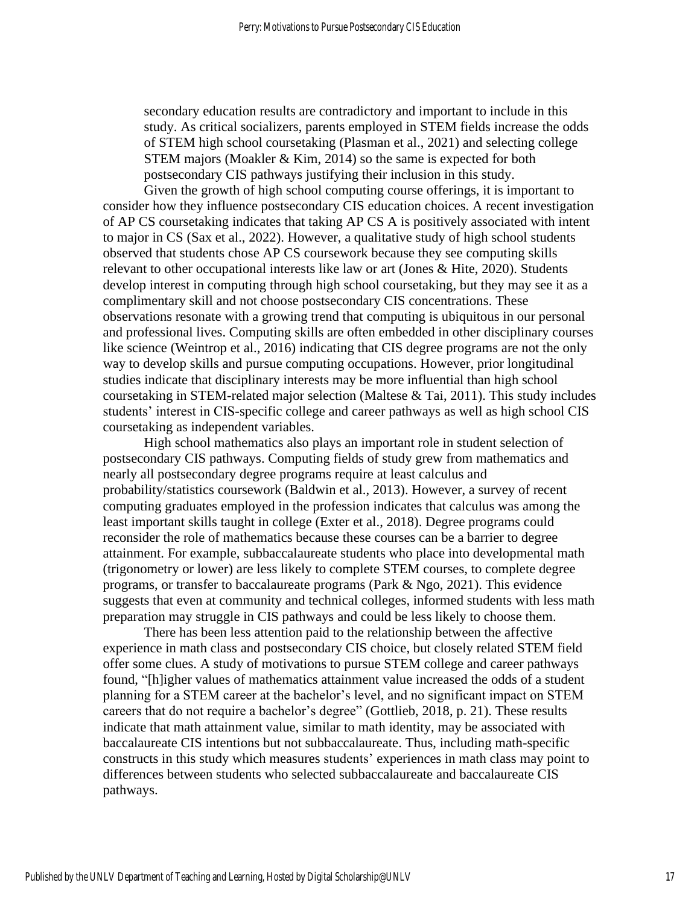secondary education results are contradictory and important to include in this study. As critical socializers, parents employed in STEM fields increase the odds of STEM high school coursetaking (Plasman et al., 2021) and selecting college STEM majors (Moakler & Kim, 2014) so the same is expected for both postsecondary CIS pathways justifying their inclusion in this study.

Given the growth of high school computing course offerings, it is important to consider how they influence postsecondary CIS education choices. A recent investigation of AP CS coursetaking indicates that taking AP CS A is positively associated with intent to major in CS (Sax et al., 2022). However, a qualitative study of high school students observed that students chose AP CS coursework because they see computing skills relevant to other occupational interests like law or art (Jones & Hite, 2020). Students develop interest in computing through high school coursetaking, but they may see it as a complimentary skill and not choose postsecondary CIS concentrations. These observations resonate with a growing trend that computing is ubiquitous in our personal and professional lives. Computing skills are often embedded in other disciplinary courses like science (Weintrop et al., 2016) indicating that CIS degree programs are not the only way to develop skills and pursue computing occupations. However, prior longitudinal studies indicate that disciplinary interests may be more influential than high school coursetaking in STEM-related major selection (Maltese & Tai, 2011). This study includes students' interest in CIS-specific college and career pathways as well as high school CIS coursetaking as independent variables.

High school mathematics also plays an important role in student selection of postsecondary CIS pathways. Computing fields of study grew from mathematics and nearly all postsecondary degree programs require at least calculus and probability/statistics coursework (Baldwin et al., 2013). However, a survey of recent computing graduates employed in the profession indicates that calculus was among the least important skills taught in college (Exter et al., 2018). Degree programs could reconsider the role of mathematics because these courses can be a barrier to degree attainment. For example, subbaccalaureate students who place into developmental math (trigonometry or lower) are less likely to complete STEM courses, to complete degree programs, or transfer to baccalaureate programs (Park & Ngo, 2021). This evidence suggests that even at community and technical colleges, informed students with less math preparation may struggle in CIS pathways and could be less likely to choose them.

There has been less attention paid to the relationship between the affective experience in math class and postsecondary CIS choice, but closely related STEM field offer some clues. A study of motivations to pursue STEM college and career pathways found, "[h]igher values of mathematics attainment value increased the odds of a student planning for a STEM career at the bachelor's level, and no significant impact on STEM careers that do not require a bachelor's degree" (Gottlieb, 2018, p. 21). These results indicate that math attainment value, similar to math identity, may be associated with baccalaureate CIS intentions but not subbaccalaureate. Thus, including math-specific constructs in this study which measures students' experiences in math class may point to differences between students who selected subbaccalaureate and baccalaureate CIS pathways.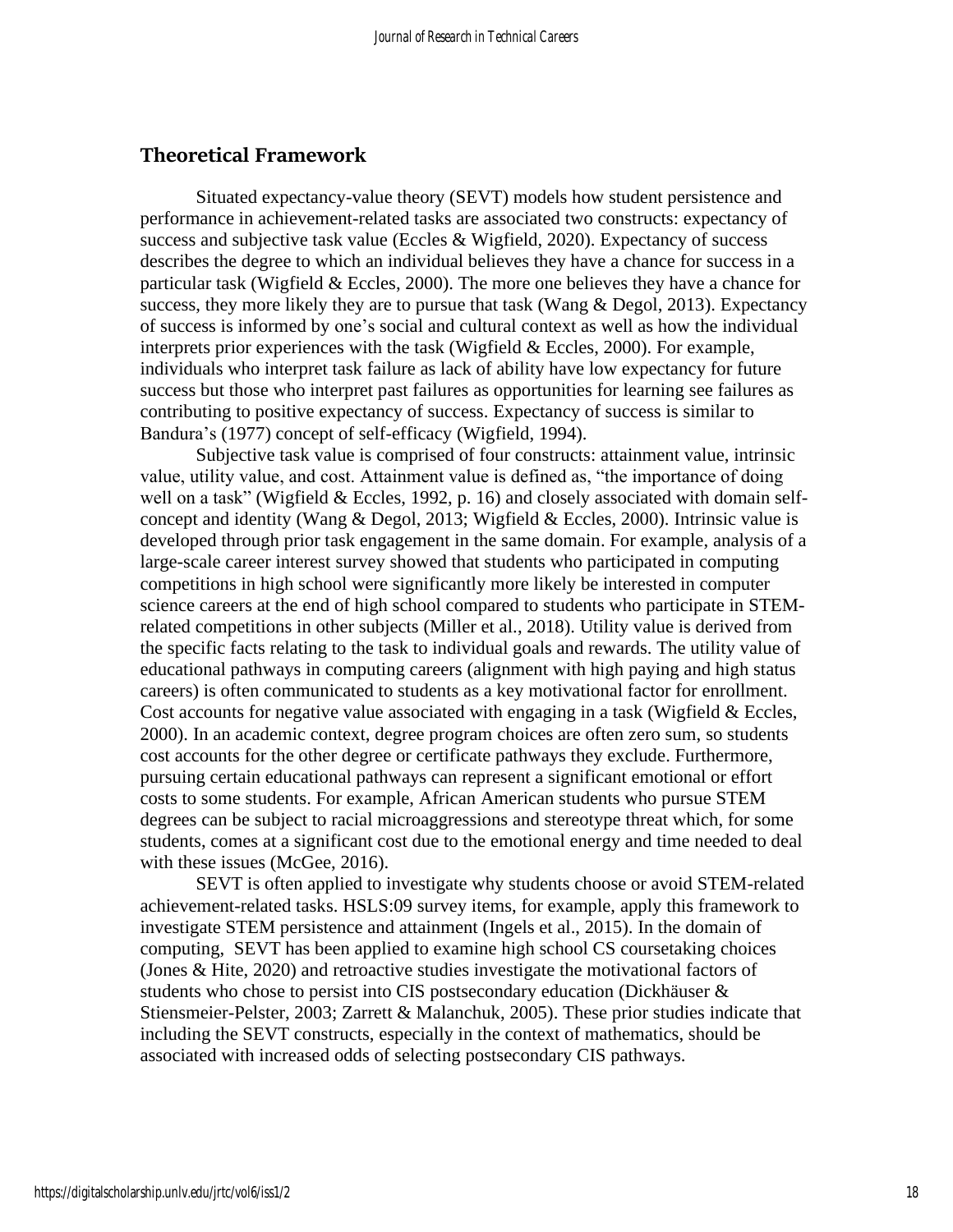## Theoretical Framework

Situated expectancy-value theory (SEVT) models how student persistence and performance in achievement-related tasks are associated two constructs: expectancy of success and subjective task value (Eccles & Wigfield, 2020). Expectancy of success describes the degree to which an individual believes they have a chance for success in a particular task (Wigfield & Eccles, 2000). The more one believes they have a chance for success, they more likely they are to pursue that task (Wang & Degol, 2013). Expectancy of success is informed by one's social and cultural context as well as how the individual interprets prior experiences with the task (Wigfield & Eccles, 2000). For example, individuals who interpret task failure as lack of ability have low expectancy for future success but those who interpret past failures as opportunities for learning see failures as contributing to positive expectancy of success. Expectancy of success is similar to Bandura's (1977) concept of self-efficacy (Wigfield, 1994).

Subjective task value is comprised of four constructs: attainment value, intrinsic value, utility value, and cost. Attainment value is defined as, "the importance of doing well on a task" (Wigfield & Eccles, 1992, p. 16) and closely associated with domain self-concept and identity (Wang & Degol, 2013; Wigfield & Eccles, 2000). Intrinsic value is developed through prior task engagement in the same domain. For example, analysis of a large-scale career interest survey showed that students who participated in computing competitions in high school were significantly more likely be interested in computer science careers at the end of high school compared to students who participate in STEM-related competitions in other subjects (Miller et al., 2018). Utility value is derived from the specific facts relating to the task to individual goals and rewards. The utility value of educational pathways in computing careers (alignment with high paying and high status careers) is often communicated to students as a key motivational factor for enrollment. Cost accounts for negative value associated with engaging in a task (Wigfield & Eccles, 2000). In an academic context, degree program choices are often zero sum, so students cost accounts for the other degree or certificate pathways they exclude. Furthermore, pursuing certain educational pathways can represent a significant emotional or effort costs to some students. For example, African American students who pursue STEM degrees can be subject to racial microaggressions and stereotype threat which, for some students, comes at a significant cost due to the emotional energy and time needed to deal with these issues (McGee, 2016).

SEVT is often applied to investigate why students choose or avoid STEM-related achievement-related tasks. HSLS:09 survey items, for example, apply this framework to investigate STEM persistence and attainment (Ingels et al., 2015). In the domain of computing, SEVT has been applied to examine high school CS coursetaking choices (Jones & Hite, 2020) and retroactive studies investigate the motivational factors of students who chose to persist into CIS postsecondary education (Dickhäuser & Stiensmeier-Pelster, 2003; Zarrett & Malanchuk, 2005). These prior studies indicate that including the SEVT constructs, especially in the context of mathematics, should be associated with increased odds of selecting postsecondary CIS pathways.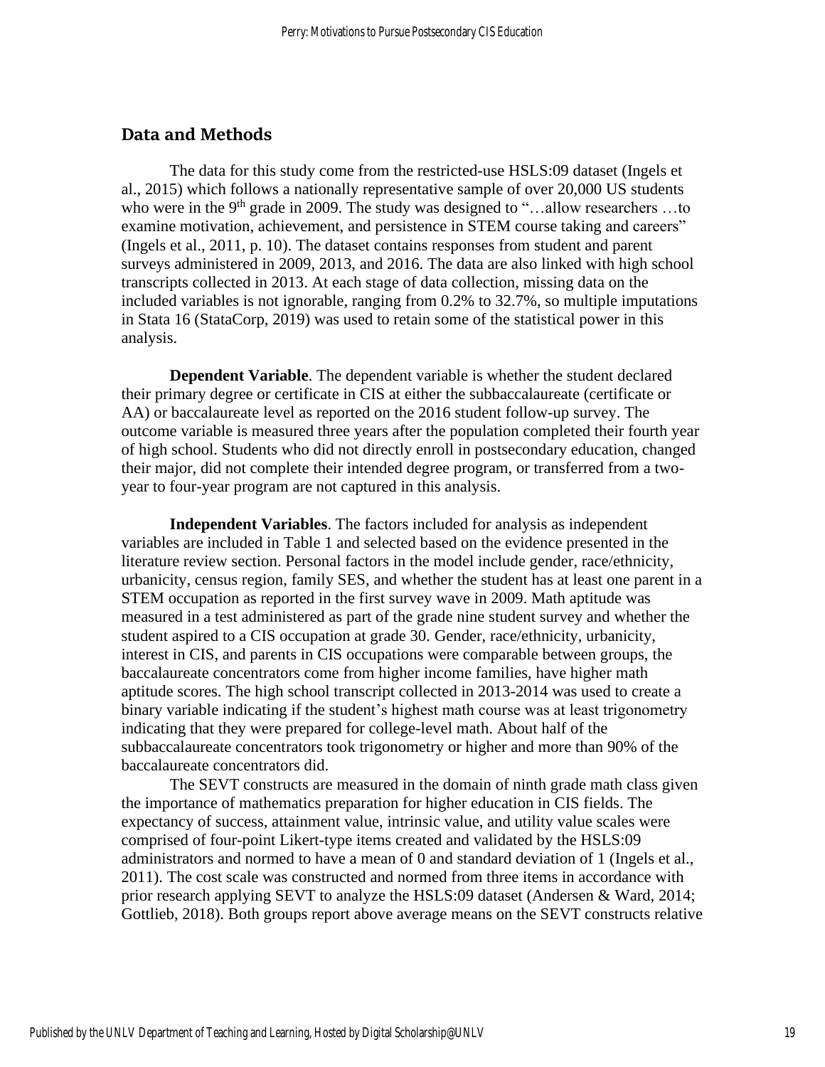## Data and Methods

The data for this study come from the restricted-use HSLS:09 dataset (Ingels et al., 2015) which follows a nationally representative sample of over 20,000 US students who were in the 9th grade in 2009. The study was designed to "…allow researchers …to examine motivation, achievement, and persistence in STEM course taking and careers" (Ingels et al., 2011, p. 10). The dataset contains responses from student and parent surveys administered in 2009, 2013, and 2016. The data are also linked with high school transcripts collected in 2013. At each stage of data collection, missing data on the included variables is not ignorable, ranging from 0.2% to 32.7%, so multiple imputations in Stata 16 (StataCorp, 2019) was used to retain some of the statistical power in this analysis.

**Dependent Variable**. The dependent variable is whether the student declared their primary degree or certificate in CIS at either the subbaccalaureate (certificate or AA) or baccalaureate level as reported on the 2016 student follow-up survey. The outcome variable is measured three years after the population completed their fourth year of high school. Students who did not directly enroll in postsecondary education, changed their major, did not complete their intended degree program, or transferred from a two-year to four-year program are not captured in this analysis.

**Independent Variables**. The factors included for analysis as independent variables are included in Table 1 and selected based on the evidence presented in the literature review section. Personal factors in the model include gender, race/ethnicity, urbanicity, census region, family SES, and whether the student has at least one parent in a STEM occupation as reported in the first survey wave in 2009. Math aptitude was measured in a test administered as part of the grade nine student survey and whether the student aspired to a CIS occupation at grade 30. Gender, race/ethnicity, urbanicity, interest in CIS, and parents in CIS occupations were comparable between groups, the baccalaureate concentrators come from higher income families, have higher math aptitude scores. The high school transcript collected in 2013-2014 was used to create a binary variable indicating if the student's highest math course was at least trigonometry indicating that they were prepared for college-level math. About half of the subbaccalaureate concentrators took trigonometry or higher and more than 90% of the baccalaureate concentrators did.

The SEVT constructs are measured in the domain of ninth grade math class given the importance of mathematics preparation for higher education in CIS fields. The expectancy of success, attainment value, intrinsic value, and utility value scales were comprised of four-point Likert-type items created and validated by the HSLS:09 administrators and normed to have a mean of 0 and standard deviation of 1 (Ingels et al., 2011). The cost scale was constructed and normed from three items in accordance with prior research applying SEVT to analyze the HSLS:09 dataset (Andersen & Ward, 2014; Gottlieb, 2018). Both groups report above average means on the SEVT constructs relative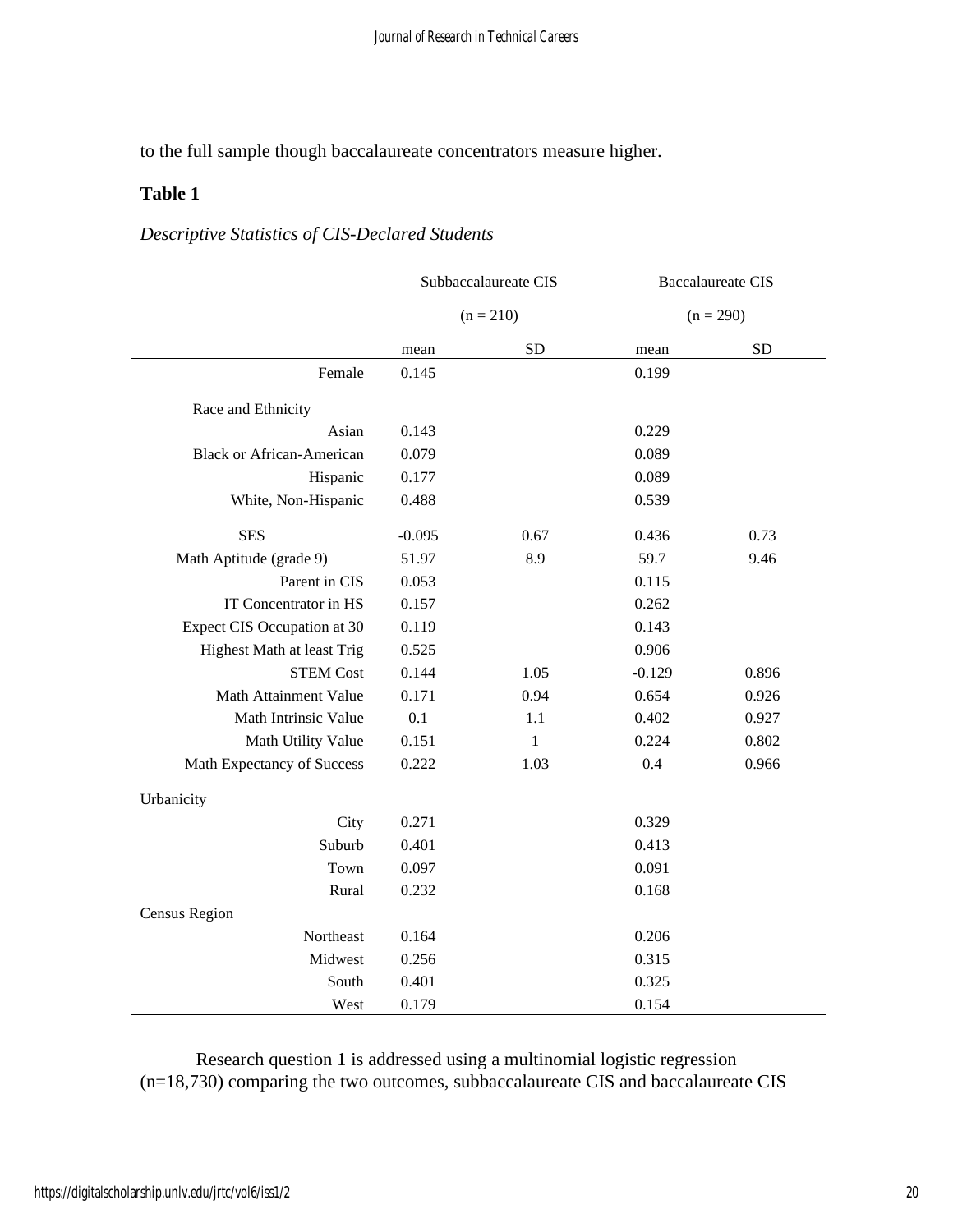to the full sample though baccalaureate concentrators measure higher.

**Table 1**

*Descriptive Statistics of CIS-Declared Students*

| | Subbaccalaureate CIS (n = 210) | | Baccalaureate CIS (n = 290) | |
|---|---|---|---|---|
| | mean | SD | mean | SD |
| Female | 0.145 | | 0.199 | |
| Race and Ethnicity | | | | |
| Asian | 0.143 | | 0.229 | |
| Black or African-American | 0.079 | | 0.089 | |
| Hispanic | 0.177 | | 0.089 | |
| White, Non-Hispanic | 0.488 | | 0.539 | |
| SES | -0.095 | 0.67 | 0.436 | 0.73 |
| Math Aptitude (grade 9) | 51.97 | 8.9 | 59.7 | 9.46 |
| Parent in CIS | 0.053 | | 0.115 | |
| IT Concentrator in HS | 0.157 | | 0.262 | |
| Expect CIS Occupation at 30 | 0.119 | | 0.143 | |
| Highest Math at least Trig | 0.525 | | 0.906 | |
| STEM Cost | 0.144 | 1.05 | -0.129 | 0.896 |
| Math Attainment Value | 0.171 | 0.94 | 0.654 | 0.926 |
| Math Intrinsic Value | 0.1 | 1.1 | 0.402 | 0.927 |
| Math Utility Value | 0.151 | 1 | 0.224 | 0.802 |
| Math Expectancy of Success | 0.222 | 1.03 | 0.4 | 0.966 |
| Urbanicity | | | | |
| City | 0.271 | | 0.329 | |
| Suburb | 0.401 | | 0.413 | |
| Town | 0.097 | | 0.091 | |
| Rural | 0.232 | | 0.168 | |
| Census Region | | | | |
| Northeast | 0.164 | | 0.206 | |
| Midwest | 0.256 | | 0.315 | |
| South | 0.401 | | 0.325 | |
| West | 0.179 | | 0.154 | |

Research question 1 is addressed using a multinomial logistic regression (n=18,730) comparing the two outcomes, subbaccalaureate CIS and baccalaureate CIS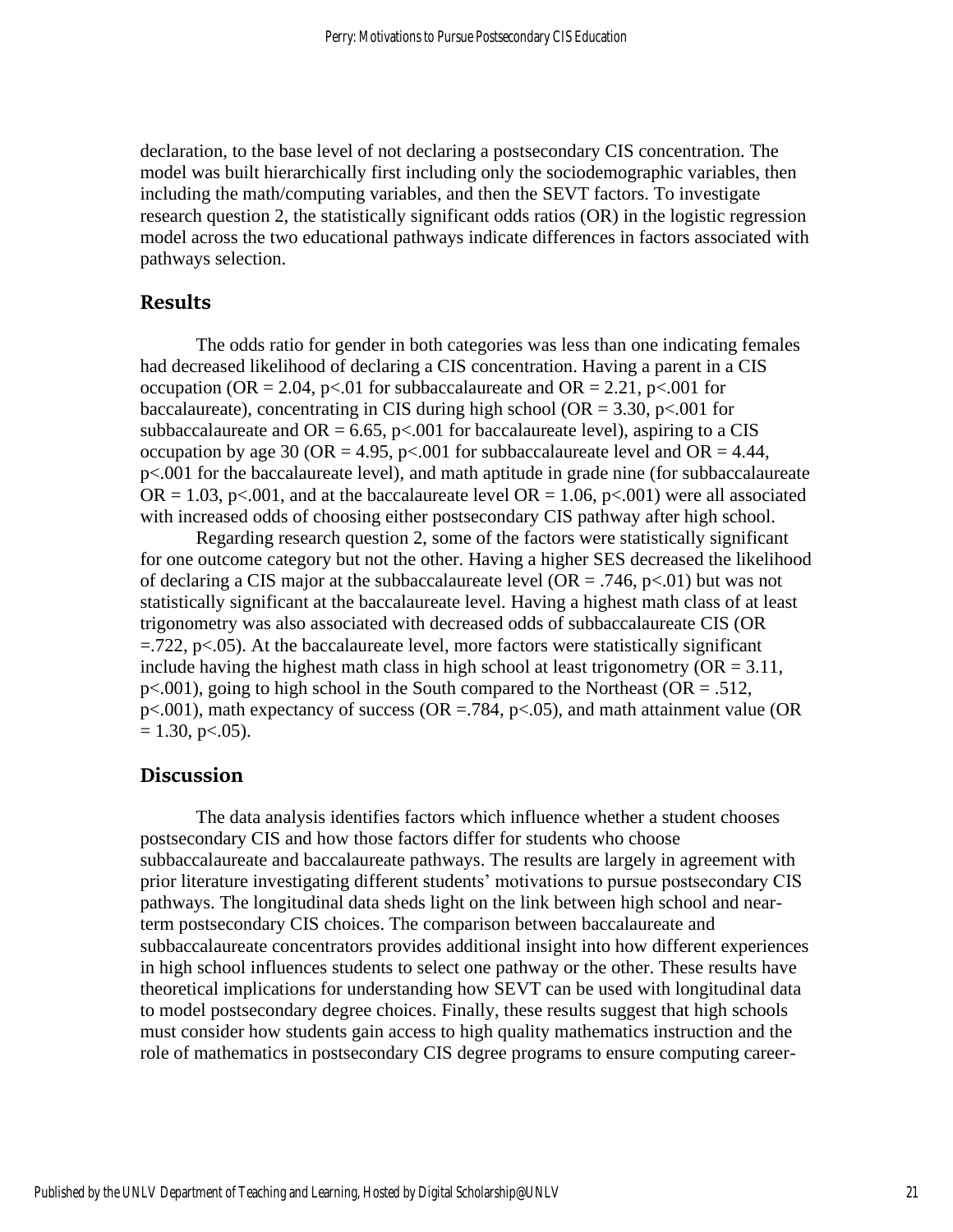declaration, to the base level of not declaring a postsecondary CIS concentration. The model was built hierarchically first including only the sociodemographic variables, then including the math/computing variables, and then the SEVT factors. To investigate research question 2, the statistically significant odds ratios (OR) in the logistic regression model across the two educational pathways indicate differences in factors associated with pathways selection.

## Results

The odds ratio for gender in both categories was less than one indicating females had decreased likelihood of declaring a CIS concentration. Having a parent in a CIS occupation (OR = 2.04, $p<.01$ for subbaccalaureate and OR = 2.21, $p<.001$ for baccalaureate), concentrating in CIS during high school (OR = 3.30, $p<.001$ for subbaccalaureate and OR = 6.65, $p<.001$ for baccalaureate level), aspiring to a CIS occupation by age 30 (OR = 4.95, $p<.001$ for subbaccalaureate level and OR = 4.44, $p<.001$ for the baccalaureate level), and math aptitude in grade nine (for subbaccalaureate OR = 1.03, $p<.001$, and at the baccalaureate level OR = 1.06, $p<.001$) were all associated with increased odds of choosing either postsecondary CIS pathway after high school.

Regarding research question 2, some of the factors were statistically significant for one outcome category but not the other. Having a higher SES decreased the likelihood of declaring a CIS major at the subbaccalaureate level (OR = .746, $p<.01$) but was not statistically significant at the baccalaureate level. Having a highest math class of at least trigonometry was also associated with decreased odds of subbaccalaureate CIS (OR =.722, $p<.05$). At the baccalaureate level, more factors were statistically significant include having the highest math class in high school at least trigonometry (OR = 3.11, $p<.001$), going to high school in the South compared to the Northeast (OR = .512, $p<.001$), math expectancy of success (OR =.784, $p<.05$), and math attainment value (OR = 1.30, $p<.05$).

## Discussion

The data analysis identifies factors which influence whether a student chooses postsecondary CIS and how those factors differ for students who choose subbaccalaureate and baccalaureate pathways. The results are largely in agreement with prior literature investigating different students' motivations to pursue postsecondary CIS pathways. The longitudinal data sheds light on the link between high school and near-term postsecondary CIS choices. The comparison between baccalaureate and subbaccalaureate concentrators provides additional insight into how different experiences in high school influences students to select one pathway or the other. These results have theoretical implications for understanding how SEVT can be used with longitudinal data to model postsecondary degree choices. Finally, these results suggest that high schools must consider how students gain access to high quality mathematics instruction and the role of mathematics in postsecondary CIS degree programs to ensure computing career-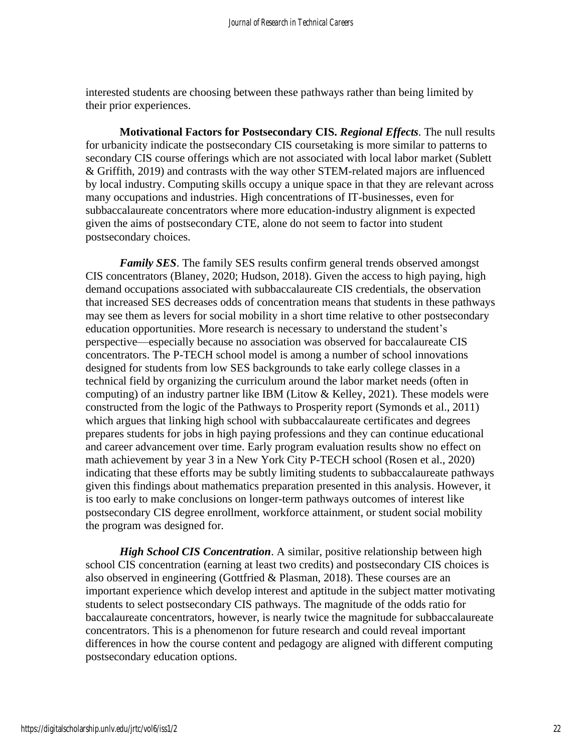interested students are choosing between these pathways rather than being limited by their prior experiences.

**Motivational Factors for Postsecondary CIS.** ***Regional Effects***. The null results for urbanicity indicate the postsecondary CIS coursetaking is more similar to patterns to secondary CIS course offerings which are not associated with local labor market (Sublett & Griffith, 2019) and contrasts with the way other STEM-related majors are influenced by local industry. Computing skills occupy a unique space in that they are relevant across many occupations and industries. High concentrations of IT-businesses, even for subbaccalaureate concentrators where more education-industry alignment is expected given the aims of postsecondary CTE, alone do not seem to factor into student postsecondary choices.

***Family SES***. The family SES results confirm general trends observed amongst CIS concentrators (Blaney, 2020; Hudson, 2018). Given the access to high paying, high demand occupations associated with subbaccalaureate CIS credentials, the observation that increased SES decreases odds of concentration means that students in these pathways may see them as levers for social mobility in a short time relative to other postsecondary education opportunities. More research is necessary to understand the student's perspective—especially because no association was observed for baccalaureate CIS concentrators. The P-TECH school model is among a number of school innovations designed for students from low SES backgrounds to take early college classes in a technical field by organizing the curriculum around the labor market needs (often in computing) of an industry partner like IBM (Litow & Kelley, 2021). These models were constructed from the logic of the Pathways to Prosperity report (Symonds et al., 2011) which argues that linking high school with subbaccalaureate certificates and degrees prepares students for jobs in high paying professions and they can continue educational and career advancement over time. Early program evaluation results show no effect on math achievement by year 3 in a New York City P-TECH school (Rosen et al., 2020) indicating that these efforts may be subtly limiting students to subbaccalaureate pathways given this findings about mathematics preparation presented in this analysis. However, it is too early to make conclusions on longer-term pathways outcomes of interest like postsecondary CIS degree enrollment, workforce attainment, or student social mobility the program was designed for.

***High School CIS Concentration***. A similar, positive relationship between high school CIS concentration (earning at least two credits) and postsecondary CIS choices is also observed in engineering (Gottfried & Plasman, 2018). These courses are an important experience which develop interest and aptitude in the subject matter motivating students to select postsecondary CIS pathways. The magnitude of the odds ratio for baccalaureate concentrators, however, is nearly twice the magnitude for subbaccalaureate concentrators. This is a phenomenon for future research and could reveal important differences in how the course content and pedagogy are aligned with different computing postsecondary education options.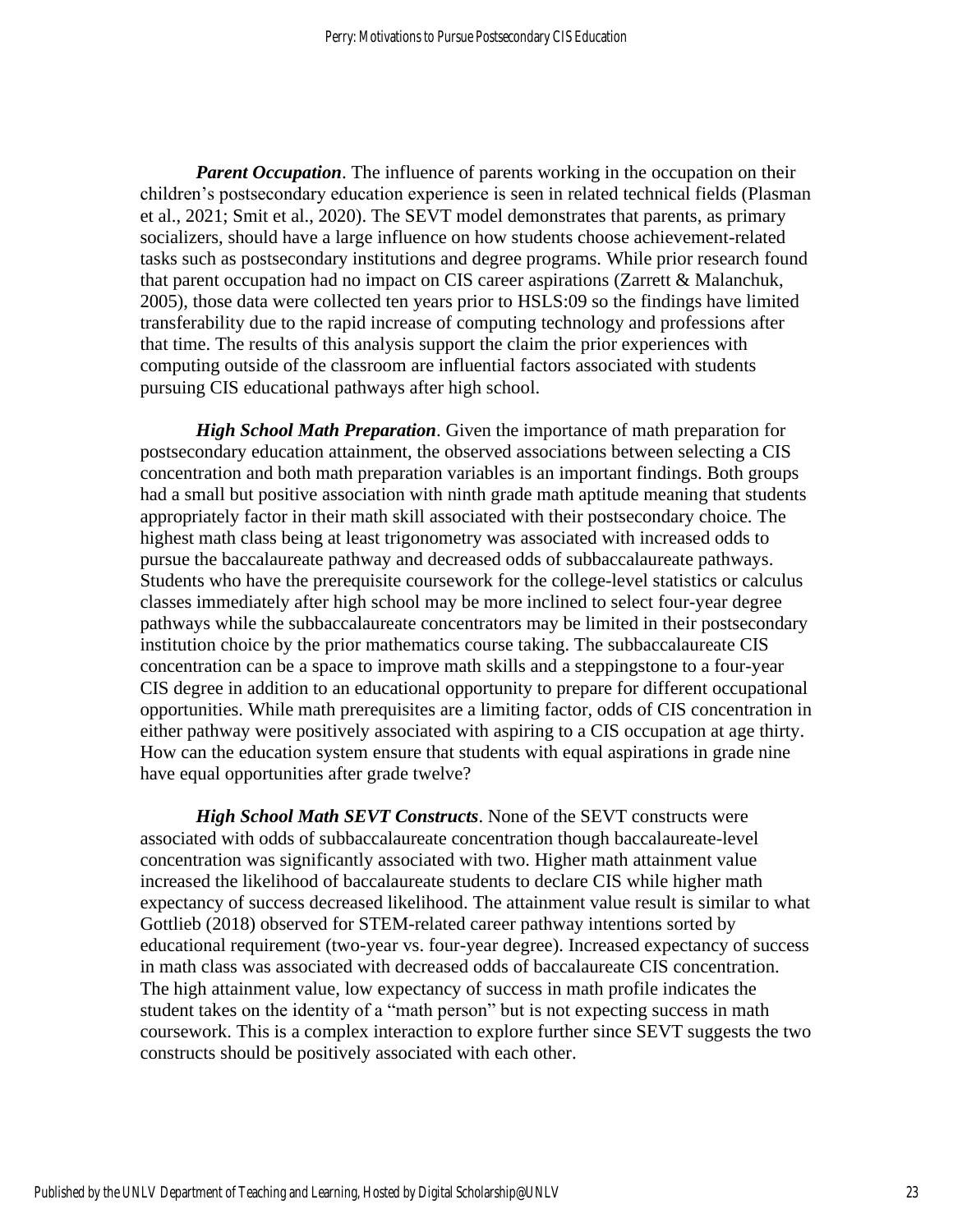***Parent Occupation***. The influence of parents working in the occupation on their children's postsecondary education experience is seen in related technical fields (Plasman et al., 2021; Smit et al., 2020). The SEVT model demonstrates that parents, as primary socializers, should have a large influence on how students choose achievement-related tasks such as postsecondary institutions and degree programs. While prior research found that parent occupation had no impact on CIS career aspirations (Zarrett & Malanchuk, 2005), those data were collected ten years prior to HSLS:09 so the findings have limited transferability due to the rapid increase of computing technology and professions after that time. The results of this analysis support the claim the prior experiences with computing outside of the classroom are influential factors associated with students pursuing CIS educational pathways after high school.

***High School Math Preparation***. Given the importance of math preparation for postsecondary education attainment, the observed associations between selecting a CIS concentration and both math preparation variables is an important findings. Both groups had a small but positive association with ninth grade math aptitude meaning that students appropriately factor in their math skill associated with their postsecondary choice. The highest math class being at least trigonometry was associated with increased odds to pursue the baccalaureate pathway and decreased odds of subbaccalaureate pathways. Students who have the prerequisite coursework for the college-level statistics or calculus classes immediately after high school may be more inclined to select four-year degree pathways while the subbaccalaureate concentrators may be limited in their postsecondary institution choice by the prior mathematics course taking. The subbaccalaureate CIS concentration can be a space to improve math skills and a steppingstone to a four-year CIS degree in addition to an educational opportunity to prepare for different occupational opportunities. While math prerequisites are a limiting factor, odds of CIS concentration in either pathway were positively associated with aspiring to a CIS occupation at age thirty. How can the education system ensure that students with equal aspirations in grade nine have equal opportunities after grade twelve?

***High School Math SEVT Constructs***. None of the SEVT constructs were associated with odds of subbaccalaureate concentration though baccalaureate-level concentration was significantly associated with two. Higher math attainment value increased the likelihood of baccalaureate students to declare CIS while higher math expectancy of success decreased likelihood. The attainment value result is similar to what Gottlieb (2018) observed for STEM-related career pathway intentions sorted by educational requirement (two-year vs. four-year degree). Increased expectancy of success in math class was associated with decreased odds of baccalaureate CIS concentration. The high attainment value, low expectancy of success in math profile indicates the student takes on the identity of a "math person" but is not expecting success in math coursework. This is a complex interaction to explore further since SEVT suggests the two constructs should be positively associated with each other.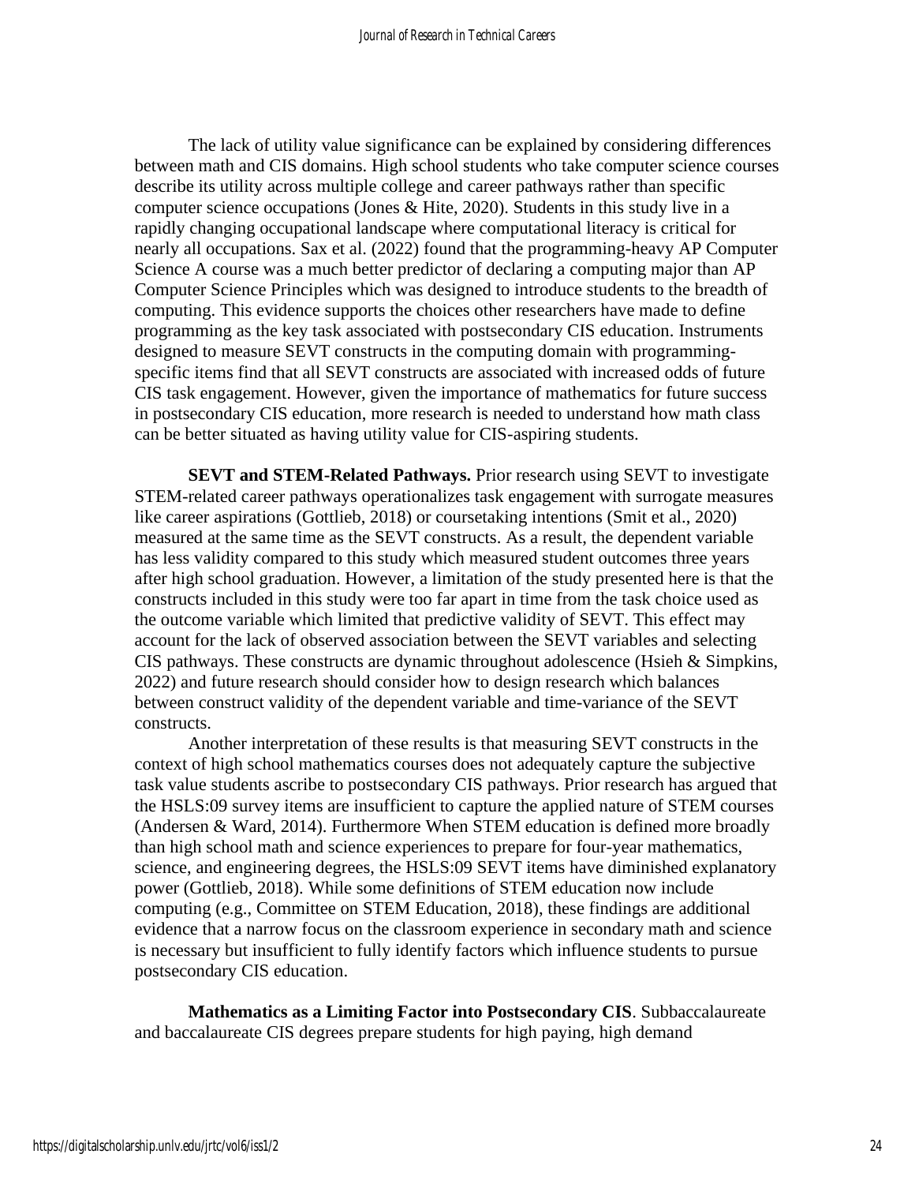The lack of utility value significance can be explained by considering differences between math and CIS domains. High school students who take computer science courses describe its utility across multiple college and career pathways rather than specific computer science occupations (Jones & Hite, 2020). Students in this study live in a rapidly changing occupational landscape where computational literacy is critical for nearly all occupations. Sax et al. (2022) found that the programming-heavy AP Computer Science A course was a much better predictor of declaring a computing major than AP Computer Science Principles which was designed to introduce students to the breadth of computing. This evidence supports the choices other researchers have made to define programming as the key task associated with postsecondary CIS education. Instruments designed to measure SEVT constructs in the computing domain with programming-specific items find that all SEVT constructs are associated with increased odds of future CIS task engagement. However, given the importance of mathematics for future success in postsecondary CIS education, more research is needed to understand how math class can be better situated as having utility value for CIS-aspiring students.

**SEVT and STEM-Related Pathways.** Prior research using SEVT to investigate STEM-related career pathways operationalizes task engagement with surrogate measures like career aspirations (Gottlieb, 2018) or coursetaking intentions (Smit et al., 2020) measured at the same time as the SEVT constructs. As a result, the dependent variable has less validity compared to this study which measured student outcomes three years after high school graduation. However, a limitation of the study presented here is that the constructs included in this study were too far apart in time from the task choice used as the outcome variable which limited that predictive validity of SEVT. This effect may account for the lack of observed association between the SEVT variables and selecting CIS pathways. These constructs are dynamic throughout adolescence (Hsieh & Simpkins, 2022) and future research should consider how to design research which balances between construct validity of the dependent variable and time-variance of the SEVT constructs.

Another interpretation of these results is that measuring SEVT constructs in the context of high school mathematics courses does not adequately capture the subjective task value students ascribe to postsecondary CIS pathways. Prior research has argued that the HSLS:09 survey items are insufficient to capture the applied nature of STEM courses (Andersen & Ward, 2014). Furthermore When STEM education is defined more broadly than high school math and science experiences to prepare for four-year mathematics, science, and engineering degrees, the HSLS:09 SEVT items have diminished explanatory power (Gottlieb, 2018). While some definitions of STEM education now include computing (e.g., Committee on STEM Education, 2018), these findings are additional evidence that a narrow focus on the classroom experience in secondary math and science is necessary but insufficient to fully identify factors which influence students to pursue postsecondary CIS education.

**Mathematics as a Limiting Factor into Postsecondary CIS**. Subbaccalaureate and baccalaureate CIS degrees prepare students for high paying, high demand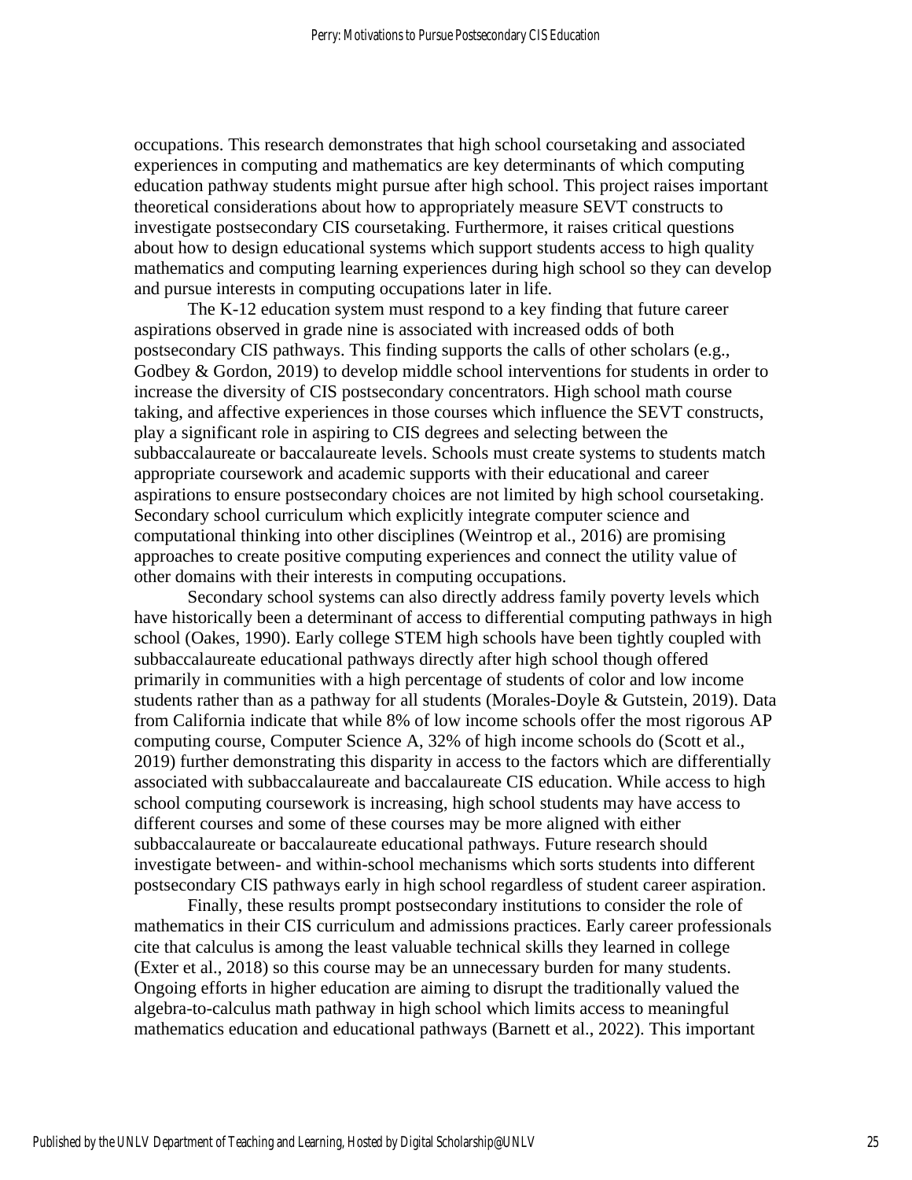occupations. This research demonstrates that high school coursetaking and associated experiences in computing and mathematics are key determinants of which computing education pathway students might pursue after high school. This project raises important theoretical considerations about how to appropriately measure SEVT constructs to investigate postsecondary CIS coursetaking. Furthermore, it raises critical questions about how to design educational systems which support students access to high quality mathematics and computing learning experiences during high school so they can develop and pursue interests in computing occupations later in life.

The K-12 education system must respond to a key finding that future career aspirations observed in grade nine is associated with increased odds of both postsecondary CIS pathways. This finding supports the calls of other scholars (e.g., Godbey & Gordon, 2019) to develop middle school interventions for students in order to increase the diversity of CIS postsecondary concentrators. High school math course taking, and affective experiences in those courses which influence the SEVT constructs, play a significant role in aspiring to CIS degrees and selecting between the subbaccalaureate or baccalaureate levels. Schools must create systems to students match appropriate coursework and academic supports with their educational and career aspirations to ensure postsecondary choices are not limited by high school coursetaking. Secondary school curriculum which explicitly integrate computer science and computational thinking into other disciplines (Weintrop et al., 2016) are promising approaches to create positive computing experiences and connect the utility value of other domains with their interests in computing occupations.

Secondary school systems can also directly address family poverty levels which have historically been a determinant of access to differential computing pathways in high school (Oakes, 1990). Early college STEM high schools have been tightly coupled with subbaccalaureate educational pathways directly after high school though offered primarily in communities with a high percentage of students of color and low income students rather than as a pathway for all students (Morales-Doyle & Gutstein, 2019). Data from California indicate that while 8% of low income schools offer the most rigorous AP computing course, Computer Science A, 32% of high income schools do (Scott et al., 2019) further demonstrating this disparity in access to the factors which are differentially associated with subbaccalaureate and baccalaureate CIS education. While access to high school computing coursework is increasing, high school students may have access to different courses and some of these courses may be more aligned with either subbaccalaureate or baccalaureate educational pathways. Future research should investigate between- and within-school mechanisms which sorts students into different postsecondary CIS pathways early in high school regardless of student career aspiration.

Finally, these results prompt postsecondary institutions to consider the role of mathematics in their CIS curriculum and admissions practices. Early career professionals cite that calculus is among the least valuable technical skills they learned in college (Exter et al., 2018) so this course may be an unnecessary burden for many students. Ongoing efforts in higher education are aiming to disrupt the traditionally valued the algebra-to-calculus math pathway in high school which limits access to meaningful mathematics education and educational pathways (Barnett et al., 2022). This important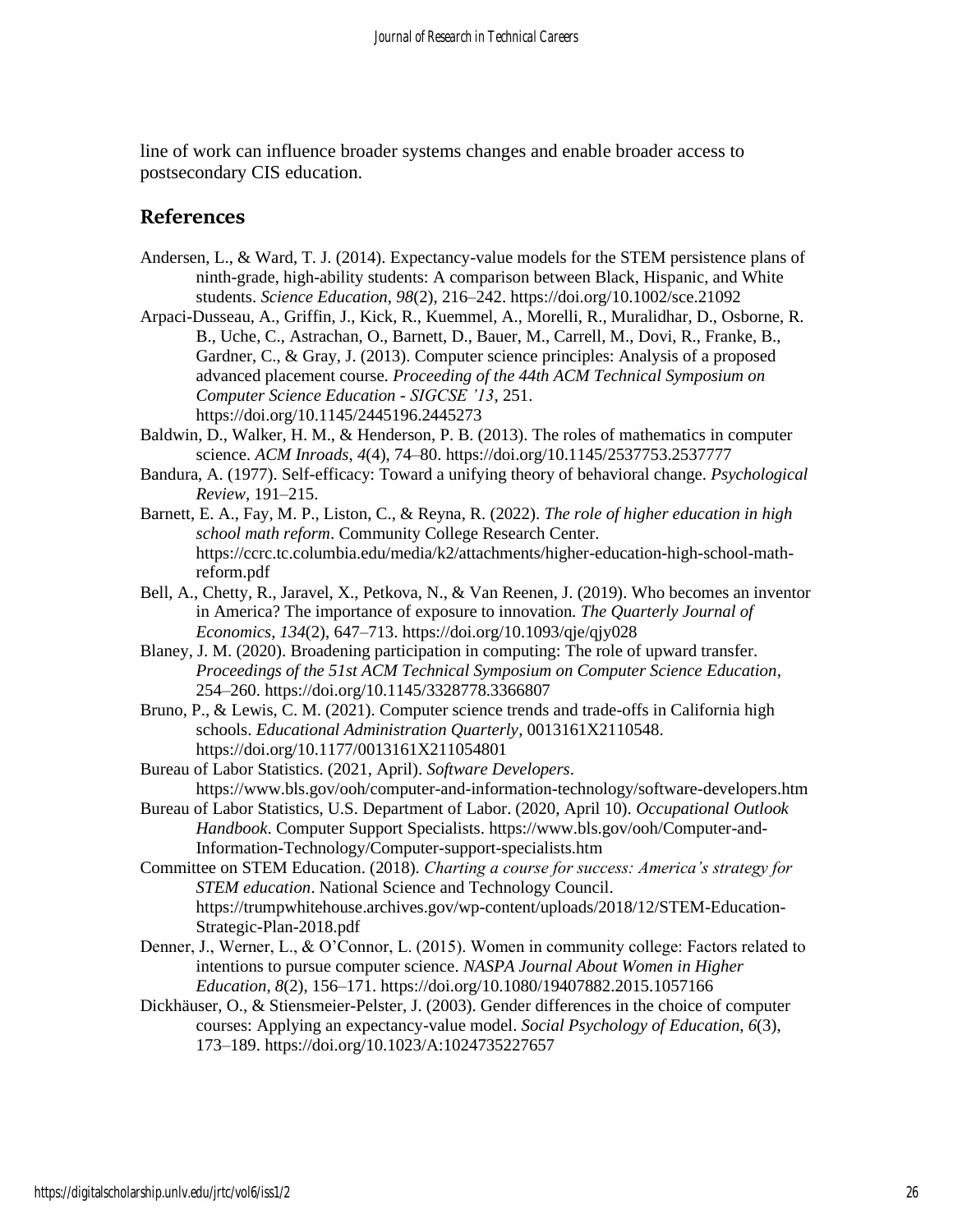line of work can influence broader systems changes and enable broader access to postsecondary CIS education.

## References

Andersen, L., & Ward, T. J. (2014). Expectancy-value models for the STEM persistence plans of ninth-grade, high-ability students: A comparison between Black, Hispanic, and White students. *Science Education*, *98*(2), 216–242. https://doi.org/10.1002/sce.21092

Arpaci-Dusseau, A., Griffin, J., Kick, R., Kuemmel, A., Morelli, R., Muralidhar, D., Osborne, R. B., Uche, C., Astrachan, O., Barnett, D., Bauer, M., Carrell, M., Dovi, R., Franke, B., Gardner, C., & Gray, J. (2013). Computer science principles: Analysis of a proposed advanced placement course. *Proceeding of the 44th ACM Technical Symposium on Computer Science Education - SIGCSE '13*, 251. https://doi.org/10.1145/2445196.2445273

Baldwin, D., Walker, H. M., & Henderson, P. B. (2013). The roles of mathematics in computer science. *ACM Inroads*, *4*(4), 74–80. https://doi.org/10.1145/2537753.2537777

Bandura, A. (1977). Self-efficacy: Toward a unifying theory of behavioral change. *Psychological Review*, 191–215.

Barnett, E. A., Fay, M. P., Liston, C., & Reyna, R. (2022). *The role of higher education in high school math reform*. Community College Research Center. https://ccrc.tc.columbia.edu/media/k2/attachments/higher-education-high-school-math-reform.pdf

Bell, A., Chetty, R., Jaravel, X., Petkova, N., & Van Reenen, J. (2019). Who becomes an inventor in America? The importance of exposure to innovation. *The Quarterly Journal of Economics*, *134*(2), 647–713. https://doi.org/10.1093/qje/qjy028

Blaney, J. M. (2020). Broadening participation in computing: The role of upward transfer. *Proceedings of the 51st ACM Technical Symposium on Computer Science Education*, 254–260. https://doi.org/10.1145/3328778.3366807

Bruno, P., & Lewis, C. M. (2021). Computer science trends and trade-offs in California high schools. *Educational Administration Quarterly*, 0013161X2110548. https://doi.org/10.1177/0013161X211054801

Bureau of Labor Statistics. (2021, April). *Software Developers*. https://www.bls.gov/ooh/computer-and-information-technology/software-developers.htm

Bureau of Labor Statistics, U.S. Department of Labor. (2020, April 10). *Occupational Outlook Handbook*. Computer Support Specialists. https://www.bls.gov/ooh/Computer-and-Information-Technology/Computer-support-specialists.htm

Committee on STEM Education. (2018). *Charting a course for success: America's strategy for STEM education*. National Science and Technology Council. https://trumpwhitehouse.archives.gov/wp-content/uploads/2018/12/STEM-Education-Strategic-Plan-2018.pdf

Denner, J., Werner, L., & O'Connor, L. (2015). Women in community college: Factors related to intentions to pursue computer science. *NASPA Journal About Women in Higher Education*, *8*(2), 156–171. https://doi.org/10.1080/19407882.2015.1057166

Dickhäuser, O., & Stiensmeier-Pelster, J. (2003). Gender differences in the choice of computer courses: Applying an expectancy-value model. *Social Psychology of Education*, *6*(3), 173–189. https://doi.org/10.1023/A:1024735227657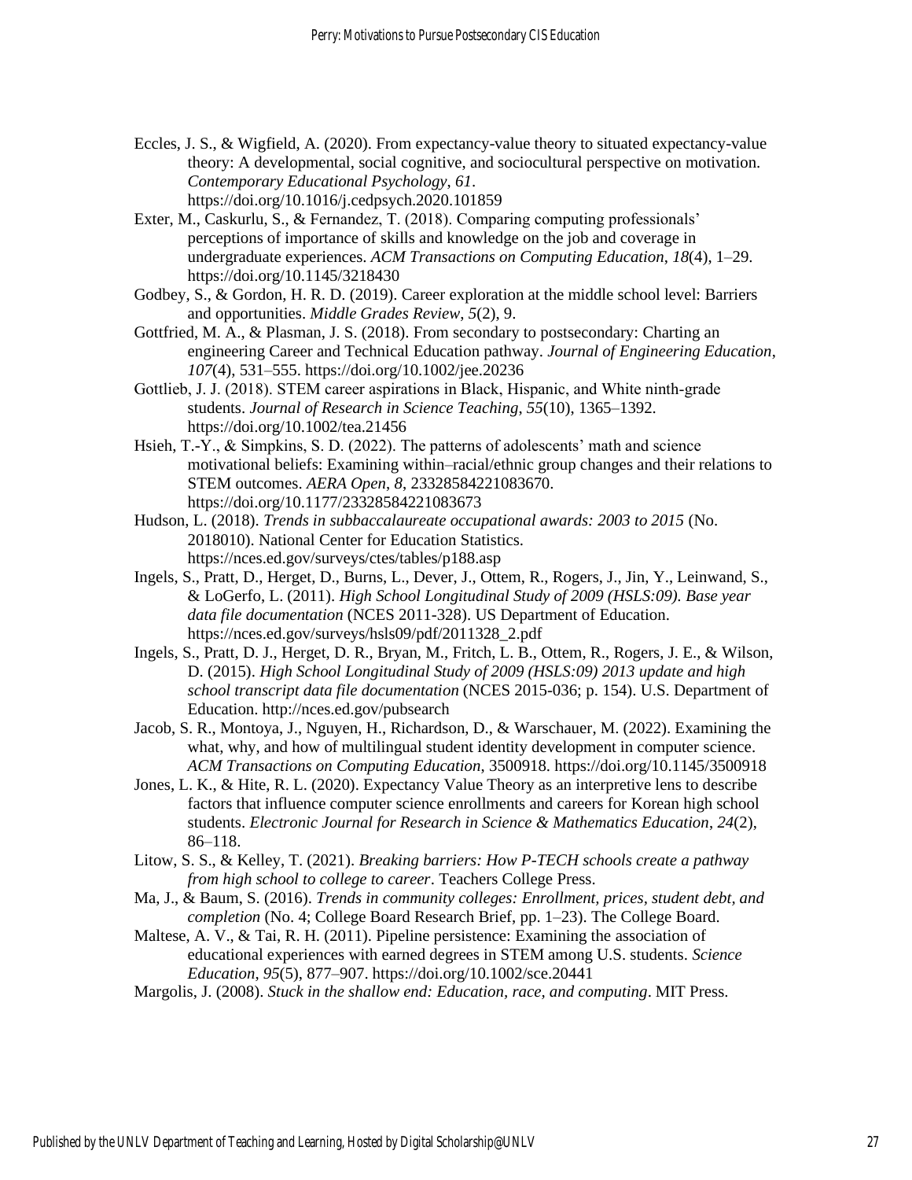Eccles, J. S., & Wigfield, A. (2020). From expectancy-value theory to situated expectancy-value theory: A developmental, social cognitive, and sociocultural perspective on motivation. *Contemporary Educational Psychology*, *61*. https://doi.org/10.1016/j.cedpsych.2020.101859

Exter, M., Caskurlu, S., & Fernandez, T. (2018). Comparing computing professionals' perceptions of importance of skills and knowledge on the job and coverage in undergraduate experiences. *ACM Transactions on Computing Education*, *18*(4), 1–29. https://doi.org/10.1145/3218430

Godbey, S., & Gordon, H. R. D. (2019). Career exploration at the middle school level: Barriers and opportunities. *Middle Grades Review*, *5*(2), 9.

Gottfried, M. A., & Plasman, J. S. (2018). From secondary to postsecondary: Charting an engineering Career and Technical Education pathway. *Journal of Engineering Education*, *107*(4), 531–555. https://doi.org/10.1002/jee.20236

Gottlieb, J. J. (2018). STEM career aspirations in Black, Hispanic, and White ninth-grade students. *Journal of Research in Science Teaching*, *55*(10), 1365–1392. https://doi.org/10.1002/tea.21456

Hsieh, T.-Y., & Simpkins, S. D. (2022). The patterns of adolescents' math and science motivational beliefs: Examining within–racial/ethnic group changes and their relations to STEM outcomes. *AERA Open*, *8*, 23328584221083670. https://doi.org/10.1177/23328584221083673

Hudson, L. (2018). *Trends in subbaccalaureate occupational awards: 2003 to 2015* (No. 2018010). National Center for Education Statistics. https://nces.ed.gov/surveys/ctes/tables/p188.asp

Ingels, S., Pratt, D., Herget, D., Burns, L., Dever, J., Ottem, R., Rogers, J., Jin, Y., Leinwand, S., & LoGerfo, L. (2011). *High School Longitudinal Study of 2009 (HSLS:09). Base year data file documentation* (NCES 2011-328). US Department of Education. https://nces.ed.gov/surveys/hsls09/pdf/2011328_2.pdf

Ingels, S., Pratt, D. J., Herget, D. R., Bryan, M., Fritch, L. B., Ottem, R., Rogers, J. E., & Wilson, D. (2015). *High School Longitudinal Study of 2009 (HSLS:09) 2013 update and high school transcript data file documentation* (NCES 2015-036; p. 154). U.S. Department of Education. http://nces.ed.gov/pubsearch

Jacob, S. R., Montoya, J., Nguyen, H., Richardson, D., & Warschauer, M. (2022). Examining the what, why, and how of multilingual student identity development in computer science. *ACM Transactions on Computing Education*, 3500918. https://doi.org/10.1145/3500918

Jones, L. K., & Hite, R. L. (2020). Expectancy Value Theory as an interpretive lens to describe factors that influence computer science enrollments and careers for Korean high school students. *Electronic Journal for Research in Science & Mathematics Education*, *24*(2), 86–118.

Litow, S. S., & Kelley, T. (2021). *Breaking barriers: How P-TECH schools create a pathway from high school to college to career*. Teachers College Press.

Ma, J., & Baum, S. (2016). *Trends in community colleges: Enrollment, prices, student debt, and completion* (No. 4; College Board Research Brief, pp. 1–23). The College Board.

Maltese, A. V., & Tai, R. H. (2011). Pipeline persistence: Examining the association of educational experiences with earned degrees in STEM among U.S. students. *Science Education*, *95*(5), 877–907. https://doi.org/10.1002/sce.20441

Margolis, J. (2008). *Stuck in the shallow end: Education, race, and computing*. MIT Press.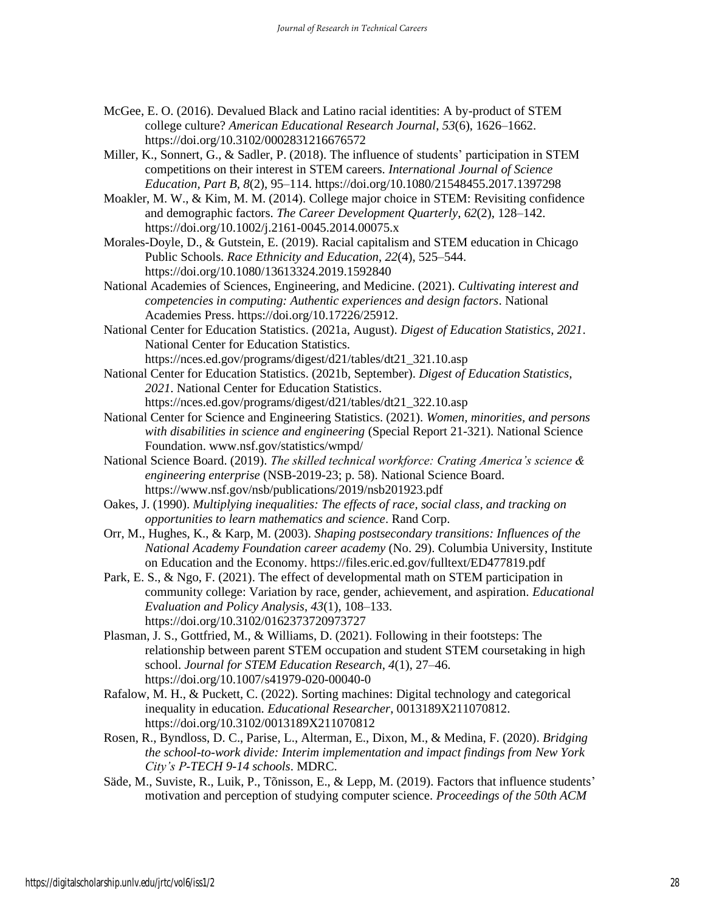McGee, E. O. (2016). Devalued Black and Latino racial identities: A by-product of STEM college culture? *American Educational Research Journal*, *53*(6), 1626–1662. https://doi.org/10.3102/0002831216676572

Miller, K., Sonnert, G., & Sadler, P. (2018). The influence of students' participation in STEM competitions on their interest in STEM careers. *International Journal of Science Education, Part B*, *8*(2), 95–114. https://doi.org/10.1080/21548455.2017.1397298

Moakler, M. W., & Kim, M. M. (2014). College major choice in STEM: Revisiting confidence and demographic factors. *The Career Development Quarterly*, *62*(2), 128–142. https://doi.org/10.1002/j.2161-0045.2014.00075.x

Morales-Doyle, D., & Gutstein, E. (2019). Racial capitalism and STEM education in Chicago Public Schools. *Race Ethnicity and Education*, *22*(4), 525–544. https://doi.org/10.1080/13613324.2019.1592840

National Academies of Sciences, Engineering, and Medicine. (2021). *Cultivating interest and competencies in computing: Authentic experiences and design factors*. National Academies Press. https://doi.org/10.17226/25912.

National Center for Education Statistics. (2021a, August). *Digest of Education Statistics, 2021*. National Center for Education Statistics. https://nces.ed.gov/programs/digest/d21/tables/dt21_321.10.asp

National Center for Education Statistics. (2021b, September). *Digest of Education Statistics, 2021*. National Center for Education Statistics. https://nces.ed.gov/programs/digest/d21/tables/dt21_322.10.asp

National Center for Science and Engineering Statistics. (2021). *Women, minorities, and persons with disabilities in science and engineering* (Special Report 21-321). National Science Foundation. www.nsf.gov/statistics/wmpd/

National Science Board. (2019). *The skilled technical workforce: Crating America's science & engineering enterprise* (NSB-2019-23; p. 58). National Science Board. https://www.nsf.gov/nsb/publications/2019/nsb201923.pdf

Oakes, J. (1990). *Multiplying inequalities: The effects of race, social class, and tracking on opportunities to learn mathematics and science*. Rand Corp.

Orr, M., Hughes, K., & Karp, M. (2003). *Shaping postsecondary transitions: Influences of the National Academy Foundation career academy* (No. 29). Columbia University, Institute on Education and the Economy. https://files.eric.ed.gov/fulltext/ED477819.pdf

Park, E. S., & Ngo, F. (2021). The effect of developmental math on STEM participation in community college: Variation by race, gender, achievement, and aspiration. *Educational Evaluation and Policy Analysis*, *43*(1), 108–133. https://doi.org/10.3102/0162373720973727

Plasman, J. S., Gottfried, M., & Williams, D. (2021). Following in their footsteps: The relationship between parent STEM occupation and student STEM coursetaking in high school. *Journal for STEM Education Research*, *4*(1), 27–46. https://doi.org/10.1007/s41979-020-00040-0

Rafalow, M. H., & Puckett, C. (2022). Sorting machines: Digital technology and categorical inequality in education. *Educational Researcher*, 0013189X211070812. https://doi.org/10.3102/0013189X211070812

Rosen, R., Byndloss, D. C., Parise, L., Alterman, E., Dixon, M., & Medina, F. (2020). *Bridging the school-to-work divide: Interim implementation and impact findings from New York City's P-TECH 9-14 schools*. MDRC.

Säde, M., Suviste, R., Luik, P., Tõnisson, E., & Lepp, M. (2019). Factors that influence students' motivation and perception of studying computer science. *Proceedings of the 50th ACM*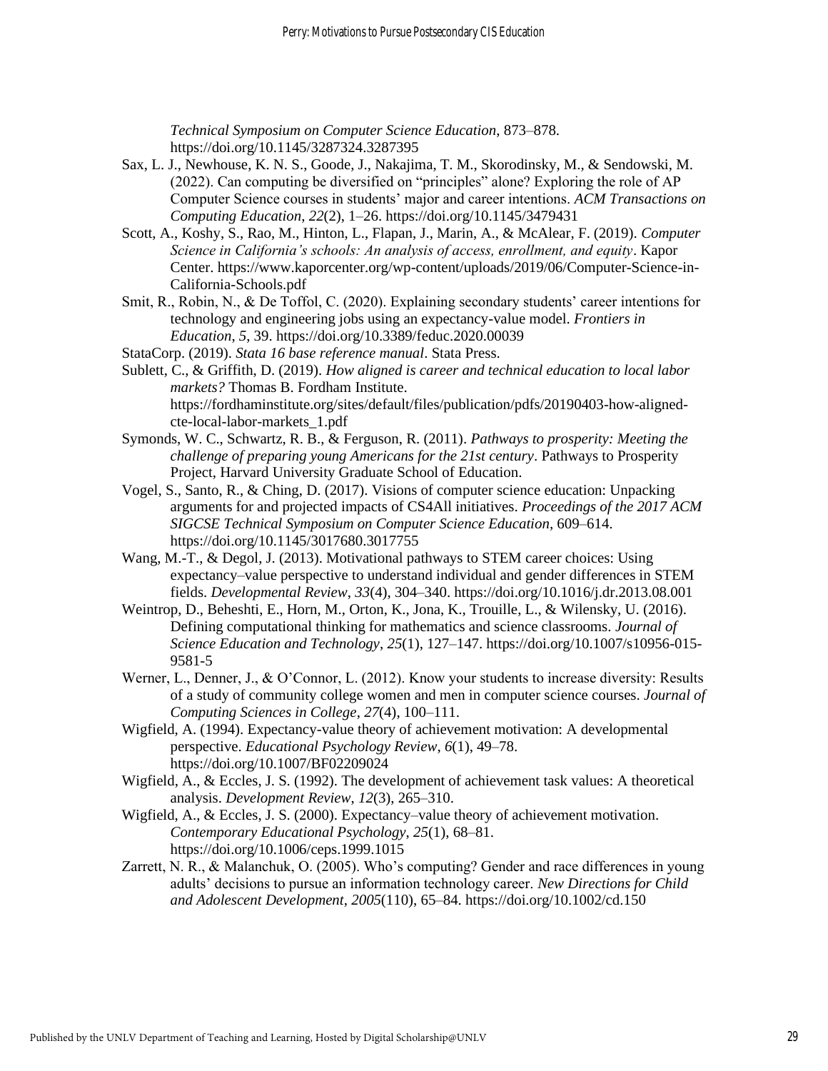*Technical Symposium on Computer Science Education*, 873–878. https://doi.org/10.1145/3287324.3287395

Sax, L. J., Newhouse, K. N. S., Goode, J., Nakajima, T. M., Skorodinsky, M., & Sendowski, M. (2022). Can computing be diversified on "principles" alone? Exploring the role of AP Computer Science courses in students' major and career intentions. *ACM Transactions on Computing Education*, *22*(2), 1–26. https://doi.org/10.1145/3479431

Scott, A., Koshy, S., Rao, M., Hinton, L., Flapan, J., Marin, A., & McAlear, F. (2019). *Computer Science in California's schools: An analysis of access, enrollment, and equity*. Kapor Center. https://www.kaporcenter.org/wp-content/uploads/2019/06/Computer-Science-in-California-Schools.pdf

Smit, R., Robin, N., & De Toffol, C. (2020). Explaining secondary students' career intentions for technology and engineering jobs using an expectancy-value model. *Frontiers in Education*, *5*, 39. https://doi.org/10.3389/feduc.2020.00039

StataCorp. (2019). *Stata 16 base reference manual*. Stata Press.

Sublett, C., & Griffith, D. (2019). *How aligned is career and technical education to local labor markets?* Thomas B. Fordham Institute. https://fordhaminstitute.org/sites/default/files/publication/pdfs/20190403-how-aligned-cte-local-labor-markets_1.pdf

Symonds, W. C., Schwartz, R. B., & Ferguson, R. (2011). *Pathways to prosperity: Meeting the challenge of preparing young Americans for the 21st century*. Pathways to Prosperity Project, Harvard University Graduate School of Education.

Vogel, S., Santo, R., & Ching, D. (2017). Visions of computer science education: Unpacking arguments for and projected impacts of CS4All initiatives. *Proceedings of the 2017 ACM SIGCSE Technical Symposium on Computer Science Education*, 609–614. https://doi.org/10.1145/3017680.3017755

Wang, M.-T., & Degol, J. (2013). Motivational pathways to STEM career choices: Using expectancy–value perspective to understand individual and gender differences in STEM fields. *Developmental Review*, *33*(4), 304–340. https://doi.org/10.1016/j.dr.2013.08.001

Weintrop, D., Beheshti, E., Horn, M., Orton, K., Jona, K., Trouille, L., & Wilensky, U. (2016). Defining computational thinking for mathematics and science classrooms. *Journal of Science Education and Technology*, *25*(1), 127–147. https://doi.org/10.1007/s10956-015-9581-5

Werner, L., Denner, J., & O'Connor, L. (2012). Know your students to increase diversity: Results of a study of community college women and men in computer science courses. *Journal of Computing Sciences in College*, *27*(4), 100–111.

Wigfield, A. (1994). Expectancy-value theory of achievement motivation: A developmental perspective. *Educational Psychology Review*, *6*(1), 49–78. https://doi.org/10.1007/BF02209024

Wigfield, A., & Eccles, J. S. (1992). The development of achievement task values: A theoretical analysis. *Development Review*, *12*(3), 265–310.

Wigfield, A., & Eccles, J. S. (2000). Expectancy–value theory of achievement motivation. *Contemporary Educational Psychology*, *25*(1), 68–81. https://doi.org/10.1006/ceps.1999.1015

Zarrett, N. R., & Malanchuk, O. (2005). Who's computing? Gender and race differences in young adults' decisions to pursue an information technology career. *New Directions for Child and Adolescent Development*, *2005*(110), 65–84. https://doi.org/10.1002/cd.150